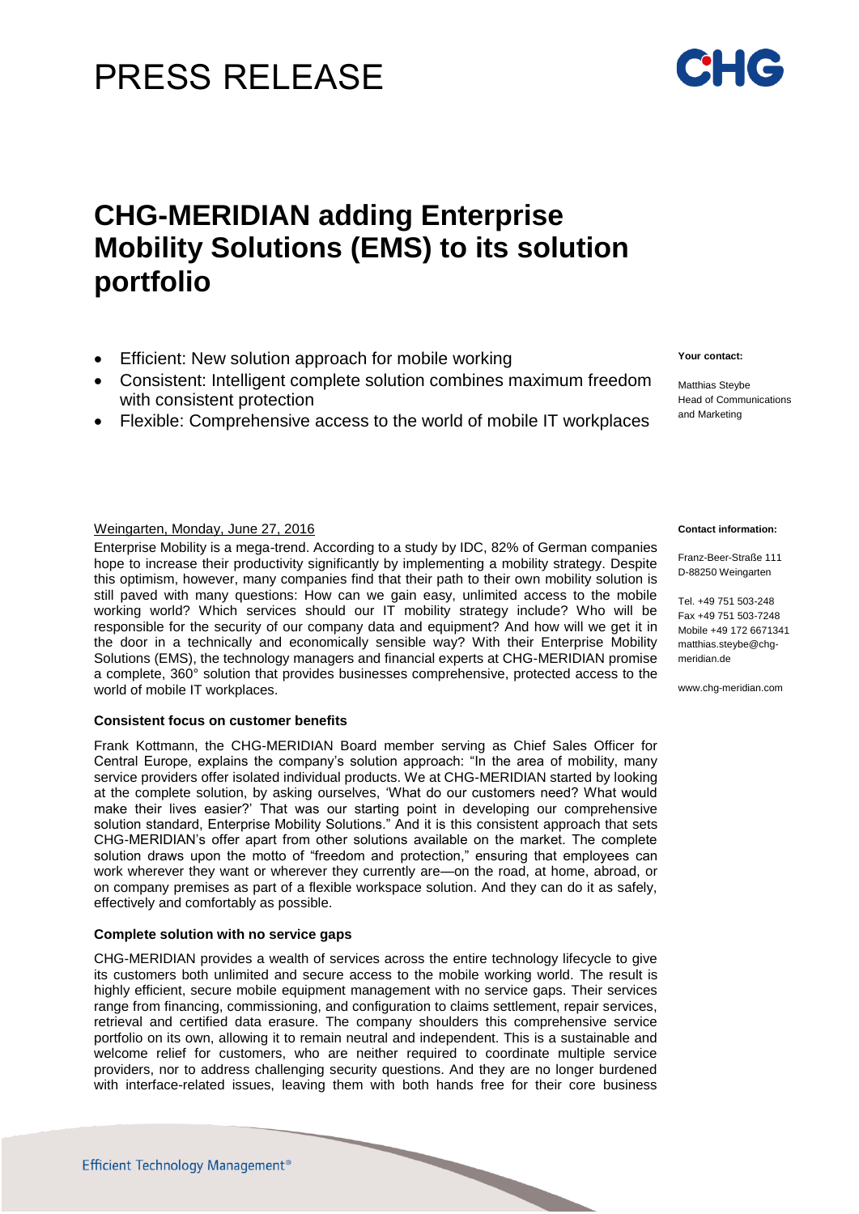# PRESS RELEASE

# CHG-MERIDIAN adding Enterprise Mobility Solutions (EMS) to its solution portfolio

- Efficient: New solution approach for mobile working
- Consistent: Intelligent complete solution combines maximum freedom with consistent protection
- Flexible: Comprehensive access to the world of mobile IT workplaces

**Your contact:**

Matthias Steybe
Head of Communications and Marketing

**Contact information:**

Franz-Beer-Straße 111
D-88250 Weingarten

Tel. +49 751 503-248
Fax +49 751 503-7248
Mobile +49 172 6671341
matthias.steybe@chg-meridian.de

www.chg-meridian.com

Weingarten, Monday, June 27, 2016

Enterprise Mobility is a mega-trend. According to a study by IDC, 82% of German companies hope to increase their productivity significantly by implementing a mobility strategy. Despite this optimism, however, many companies find that their path to their own mobility solution is still paved with many questions: How can we gain easy, unlimited access to the mobile working world? Which services should our IT mobility strategy include? Who will be responsible for the security of our company data and equipment? And how will we get it in the door in a technically and economically sensible way? With their Enterprise Mobility Solutions (EMS), the technology managers and financial experts at CHG-MERIDIAN promise a complete, 360° solution that provides businesses comprehensive, protected access to the world of mobile IT workplaces.

### Consistent focus on customer benefits

Frank Kottmann, the CHG-MERIDIAN Board member serving as Chief Sales Officer for Central Europe, explains the company's solution approach: "In the area of mobility, many service providers offer isolated individual products. We at CHG-MERIDIAN started by looking at the complete solution, by asking ourselves, 'What do our customers need? What would make their lives easier?' That was our starting point in developing our comprehensive solution standard, Enterprise Mobility Solutions." And it is this consistent approach that sets CHG-MERIDIAN's offer apart from other solutions available on the market. The complete solution draws upon the motto of "freedom and protection," ensuring that employees can work wherever they want or wherever they currently are—on the road, at home, abroad, or on company premises as part of a flexible workspace solution. And they can do it as safely, effectively and comfortably as possible.

### Complete solution with no service gaps

CHG-MERIDIAN provides a wealth of services across the entire technology lifecycle to give its customers both unlimited and secure access to the mobile working world. The result is highly efficient, secure mobile equipment management with no service gaps. Their services range from financing, commissioning, and configuration to claims settlement, repair services, retrieval and certified data erasure. The company shoulders this comprehensive service portfolio on its own, allowing it to remain neutral and independent. This is a sustainable and welcome relief for customers, who are neither required to coordinate multiple service providers, nor to address challenging security questions. And they are no longer burdened with interface-related issues, leaving them with both hands free for their core business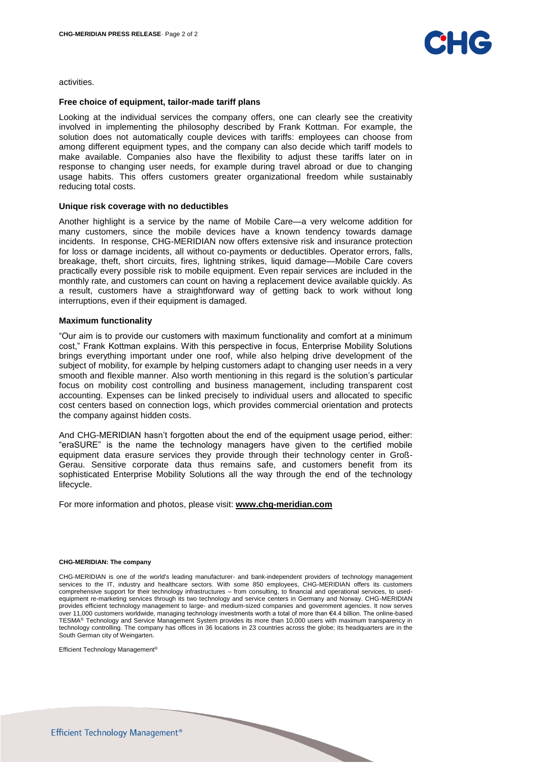activities.

### Free choice of equipment, tailor-made tariff plans

Looking at the individual services the company offers, one can clearly see the creativity involved in implementing the philosophy described by Frank Kottman. For example, the solution does not automatically couple devices with tariffs: employees can choose from among different equipment types, and the company can also decide which tariff models to make available. Companies also have the flexibility to adjust these tariffs later on in response to changing user needs, for example during travel abroad or due to changing usage habits. This offers customers greater organizational freedom while sustainably reducing total costs.

### Unique risk coverage with no deductibles

Another highlight is a service by the name of Mobile Care—a very welcome addition for many customers, since the mobile devices have a known tendency towards damage incidents. In response, CHG-MERIDIAN now offers extensive risk and insurance protection for loss or damage incidents, all without co-payments or deductibles. Operator errors, falls, breakage, theft, short circuits, fires, lightning strikes, liquid damage—Mobile Care covers practically every possible risk to mobile equipment. Even repair services are included in the monthly rate, and customers can count on having a replacement device available quickly. As a result, customers have a straightforward way of getting back to work without long interruptions, even if their equipment is damaged.

### Maximum functionality

“Our aim is to provide our customers with maximum functionality and comfort at a minimum cost,” Frank Kottman explains. With this perspective in focus, Enterprise Mobility Solutions brings everything important under one roof, while also helping drive development of the subject of mobility, for example by helping customers adapt to changing user needs in a very smooth and flexible manner. Also worth mentioning in this regard is the solution’s particular focus on mobility cost controlling and business management, including transparent cost accounting. Expenses can be linked precisely to individual users and allocated to specific cost centers based on connection logs, which provides commercial orientation and protects the company against hidden costs.

And CHG-MERIDIAN hasn’t forgotten about the end of the equipment usage period, either: “eraSURE” is the name the technology managers have given to the certified mobile equipment data erasure services they provide through their technology center in Groß-Gerau. Sensitive corporate data thus remains safe, and customers benefit from its sophisticated Enterprise Mobility Solutions all the way through the end of the technology lifecycle.

For more information and photos, please visit: **www.chg-meridian.com**

**CHG-MERIDIAN: The company**

CHG-MERIDIAN is one of the world's leading manufacturer- and bank-independent providers of technology management services to the IT, industry and healthcare sectors. With some 850 employees, CHG-MERIDIAN offers its customers comprehensive support for their technology infrastructures – from consulting, to financial and operational services, to used-equipment re-marketing services through its two technology and service centers in Germany and Norway. CHG-MERIDIAN provides efficient technology management to large- and medium-sized companies and government agencies. It now serves over 11,000 customers worldwide, managing technology investments worth a total of more than €4.4 billion. The online-based TESMA® Technology and Service Management System provides its more than 10,000 users with maximum transparency in technology controlling. The company has offices in 36 locations in 23 countries across the globe; its headquarters are in the South German city of Weingarten.

Efficient Technology Management®